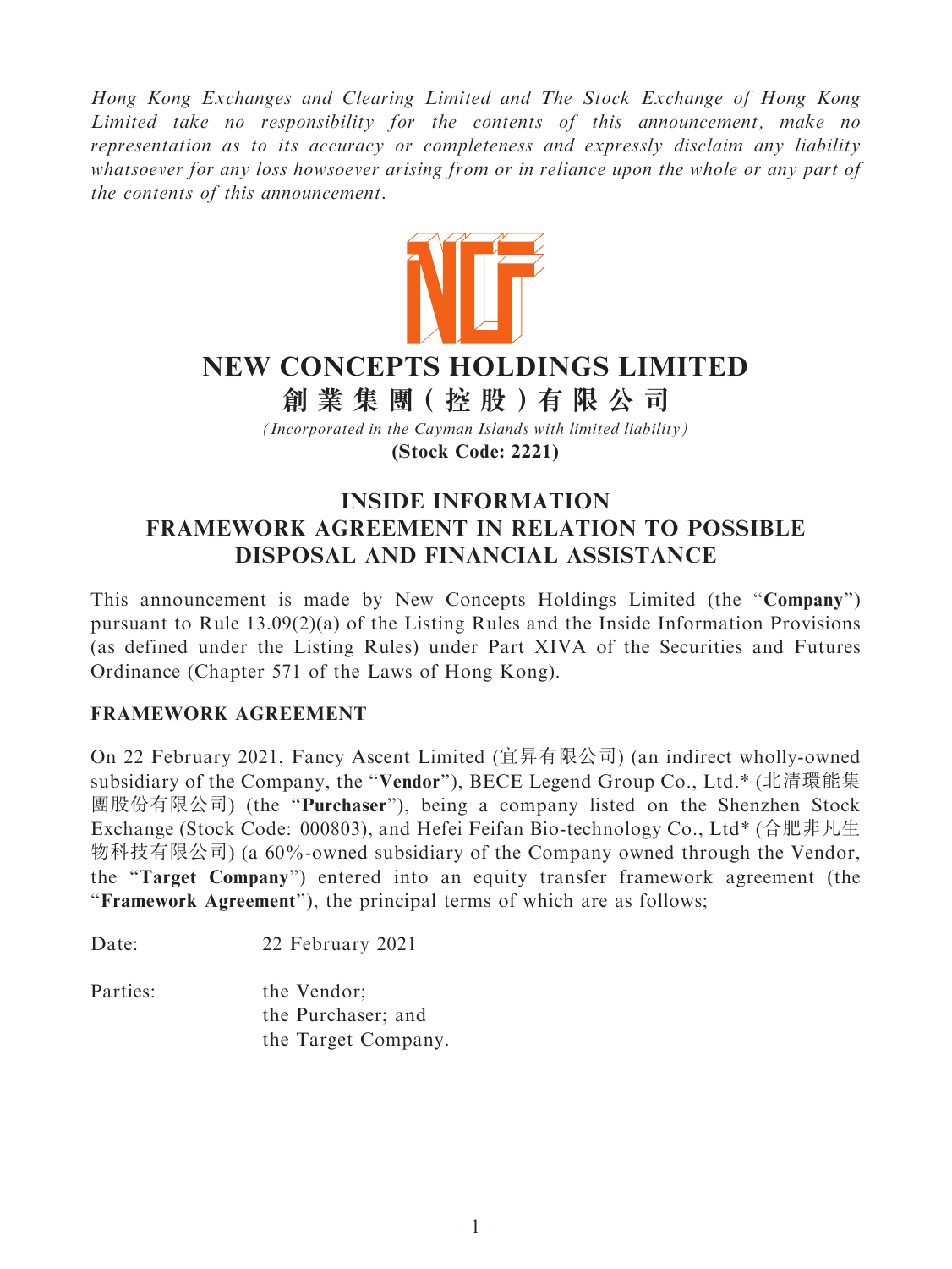*Hong Kong Exchanges and Clearing Limited and The Stock Exchange of Hong Kong Limited take no responsibility for the contents of this announcement, make no representation as to its accuracy or completeness and expressly disclaim any liability whatsoever for any loss howsoever arising from or in reliance upon the whole or any part of the contents of this announcement.*

# NEW CONCEPTS HOLDINGS LIMITED
# 創業集團(控股)有限公司

*(Incorporated in the Cayman Islands with limited liability)*

**(Stock Code: 2221)**

## INSIDE INFORMATION
## FRAMEWORK AGREEMENT IN RELATION TO POSSIBLE DISPOSAL AND FINANCIAL ASSISTANCE

This announcement is made by New Concepts Holdings Limited (the "**Company**") pursuant to Rule 13.09(2)(a) of the Listing Rules and the Inside Information Provisions (as defined under the Listing Rules) under Part XIVA of the Securities and Futures Ordinance (Chapter 571 of the Laws of Hong Kong).

### FRAMEWORK AGREEMENT

On 22 February 2021, Fancy Ascent Limited (宜昇有限公司) (an indirect wholly-owned subsidiary of the Company, the "**Vendor**"), BECE Legend Group Co., Ltd.* (北清環能集團股份有限公司) (the "**Purchaser**"), being a company listed on the Shenzhen Stock Exchange (Stock Code: 000803), and Hefei Feifan Bio-technology Co., Ltd* (合肥非凡生物科技有限公司) (a 60%-owned subsidiary of the Company owned through the Vendor, the "**Target Company**") entered into an equity transfer framework agreement (the "**Framework Agreement**"), the principal terms of which are as follows;

Date: 22 February 2021

Parties: the Vendor;
the Purchaser; and
the Target Company.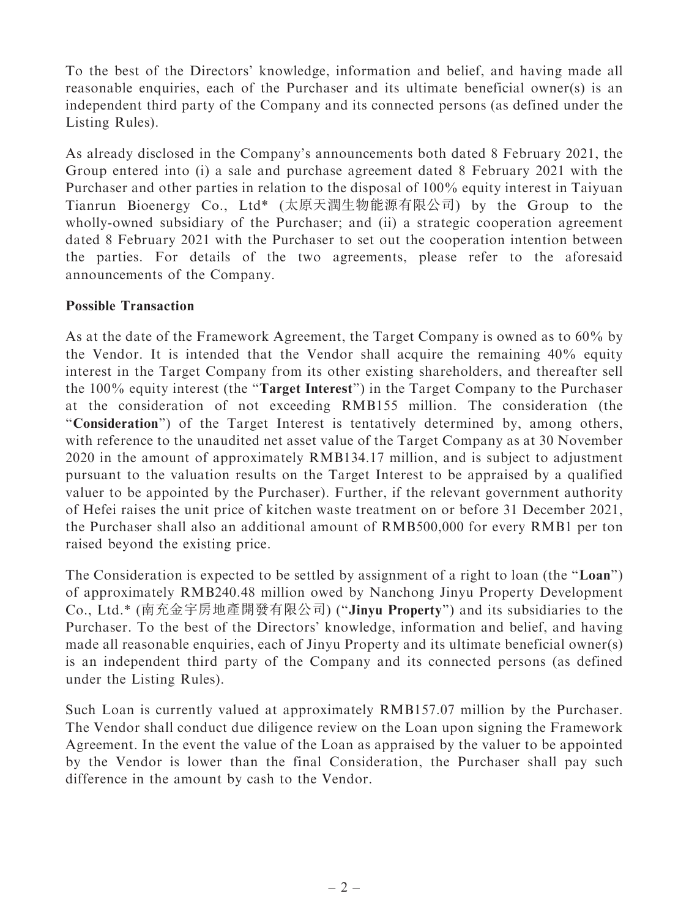To the best of the Directors' knowledge, information and belief, and having made all reasonable enquiries, each of the Purchaser and its ultimate beneficial owner(s) is an independent third party of the Company and its connected persons (as defined under the Listing Rules).

As already disclosed in the Company's announcements both dated 8 February 2021, the Group entered into (i) a sale and purchase agreement dated 8 February 2021 with the Purchaser and other parties in relation to the disposal of 100% equity interest in Taiyuan Tianrun Bioenergy Co., Ltd* (太原天潤生物能源有限公司) by the Group to the wholly-owned subsidiary of the Purchaser; and (ii) a strategic cooperation agreement dated 8 February 2021 with the Purchaser to set out the cooperation intention between the parties. For details of the two agreements, please refer to the aforesaid announcements of the Company.

**Possible Transaction**

As at the date of the Framework Agreement, the Target Company is owned as to 60% by the Vendor. It is intended that the Vendor shall acquire the remaining 40% equity interest in the Target Company from its other existing shareholders, and thereafter sell the 100% equity interest (the "**Target Interest**") in the Target Company to the Purchaser at the consideration of not exceeding RMB155 million. The consideration (the "**Consideration**") of the Target Interest is tentatively determined by, among others, with reference to the unaudited net asset value of the Target Company as at 30 November 2020 in the amount of approximately RMB134.17 million, and is subject to adjustment pursuant to the valuation results on the Target Interest to be appraised by a qualified valuer to be appointed by the Purchaser). Further, if the relevant government authority of Hefei raises the unit price of kitchen waste treatment on or before 31 December 2021, the Purchaser shall also an additional amount of RMB500,000 for every RMB1 per ton raised beyond the existing price.

The Consideration is expected to be settled by assignment of a right to loan (the "**Loan**") of approximately RMB240.48 million owed by Nanchong Jinyu Property Development Co., Ltd.* (南充金宇房地產開發有限公司) ("**Jinyu Property**") and its subsidiaries to the Purchaser. To the best of the Directors' knowledge, information and belief, and having made all reasonable enquiries, each of Jinyu Property and its ultimate beneficial owner(s) is an independent third party of the Company and its connected persons (as defined under the Listing Rules).

Such Loan is currently valued at approximately RMB157.07 million by the Purchaser. The Vendor shall conduct due diligence review on the Loan upon signing the Framework Agreement. In the event the value of the Loan as appraised by the valuer to be appointed by the Vendor is lower than the final Consideration, the Purchaser shall pay such difference in the amount by cash to the Vendor.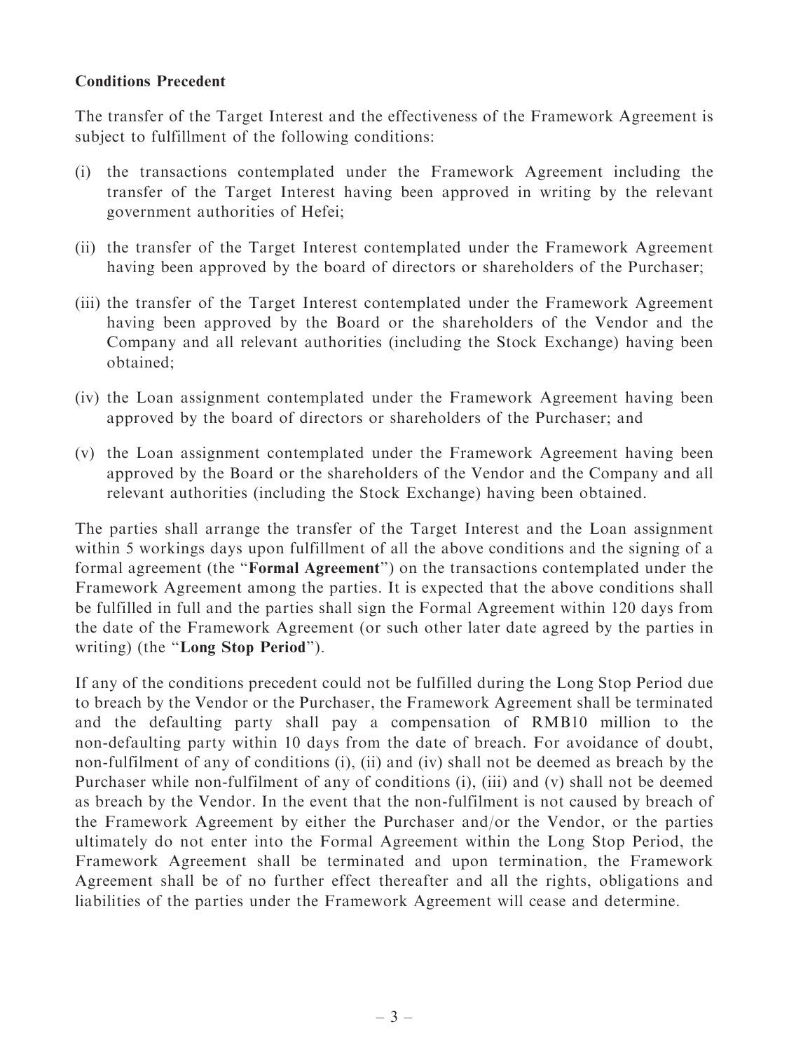**Conditions Precedent**

The transfer of the Target Interest and the effectiveness of the Framework Agreement is subject to fulfillment of the following conditions:

(i) the transactions contemplated under the Framework Agreement including the transfer of the Target Interest having been approved in writing by the relevant government authorities of Hefei;

(ii) the transfer of the Target Interest contemplated under the Framework Agreement having been approved by the board of directors or shareholders of the Purchaser;

(iii) the transfer of the Target Interest contemplated under the Framework Agreement having been approved by the Board or the shareholders of the Vendor and the Company and all relevant authorities (including the Stock Exchange) having been obtained;

(iv) the Loan assignment contemplated under the Framework Agreement having been approved by the board of directors or shareholders of the Purchaser; and

(v) the Loan assignment contemplated under the Framework Agreement having been approved by the Board or the shareholders of the Vendor and the Company and all relevant authorities (including the Stock Exchange) having been obtained.

The parties shall arrange the transfer of the Target Interest and the Loan assignment within 5 workings days upon fulfillment of all the above conditions and the signing of a formal agreement (the "**Formal Agreement**") on the transactions contemplated under the Framework Agreement among the parties. It is expected that the above conditions shall be fulfilled in full and the parties shall sign the Formal Agreement within 120 days from the date of the Framework Agreement (or such other later date agreed by the parties in writing) (the "**Long Stop Period**").

If any of the conditions precedent could not be fulfilled during the Long Stop Period due to breach by the Vendor or the Purchaser, the Framework Agreement shall be terminated and the defaulting party shall pay a compensation of RMB10 million to the non-defaulting party within 10 days from the date of breach. For avoidance of doubt, non-fulfilment of any of conditions (i), (ii) and (iv) shall not be deemed as breach by the Purchaser while non-fulfilment of any of conditions (i), (iii) and (v) shall not be deemed as breach by the Vendor. In the event that the non-fulfilment is not caused by breach of the Framework Agreement by either the Purchaser and/or the Vendor, or the parties ultimately do not enter into the Formal Agreement within the Long Stop Period, the Framework Agreement shall be terminated and upon termination, the Framework Agreement shall be of no further effect thereafter and all the rights, obligations and liabilities of the parties under the Framework Agreement will cease and determine.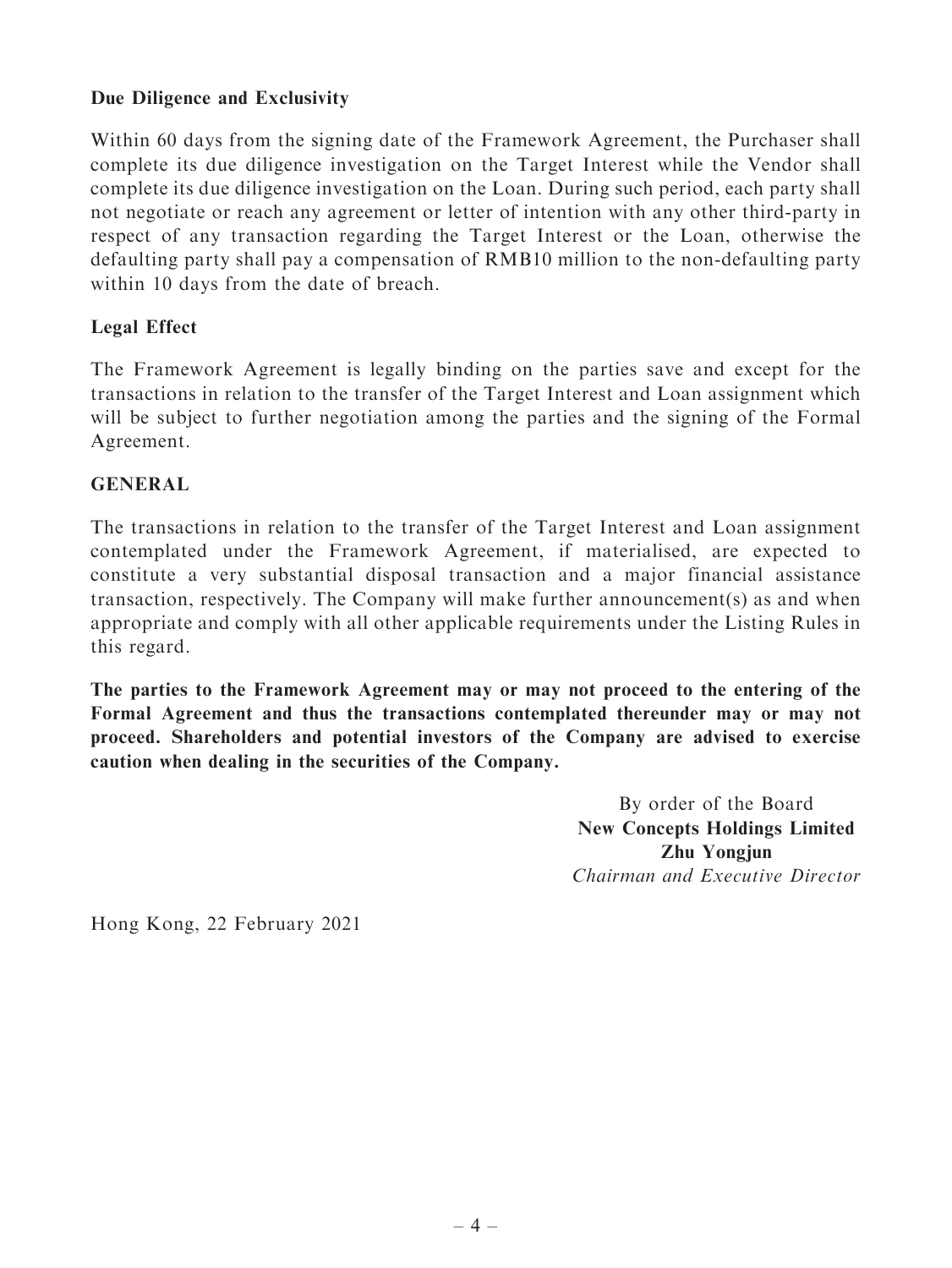**Due Diligence and Exclusivity**

Within 60 days from the signing date of the Framework Agreement, the Purchaser shall complete its due diligence investigation on the Target Interest while the Vendor shall complete its due diligence investigation on the Loan. During such period, each party shall not negotiate or reach any agreement or letter of intention with any other third-party in respect of any transaction regarding the Target Interest or the Loan, otherwise the defaulting party shall pay a compensation of RMB10 million to the non-defaulting party within 10 days from the date of breach.

**Legal Effect**

The Framework Agreement is legally binding on the parties save and except for the transactions in relation to the transfer of the Target Interest and Loan assignment which will be subject to further negotiation among the parties and the signing of the Formal Agreement.

**GENERAL**

The transactions in relation to the transfer of the Target Interest and Loan assignment contemplated under the Framework Agreement, if materialised, are expected to constitute a very substantial disposal transaction and a major financial assistance transaction, respectively. The Company will make further announcement(s) as and when appropriate and comply with all other applicable requirements under the Listing Rules in this regard.

**The parties to the Framework Agreement may or may not proceed to the entering of the Formal Agreement and thus the transactions contemplated thereunder may or may not proceed. Shareholders and potential investors of the Company are advised to exercise caution when dealing in the securities of the Company.**

By order of the Board
**New Concepts Holdings Limited**
**Zhu Yongjun**
*Chairman and Executive Director*

Hong Kong, 22 February 2021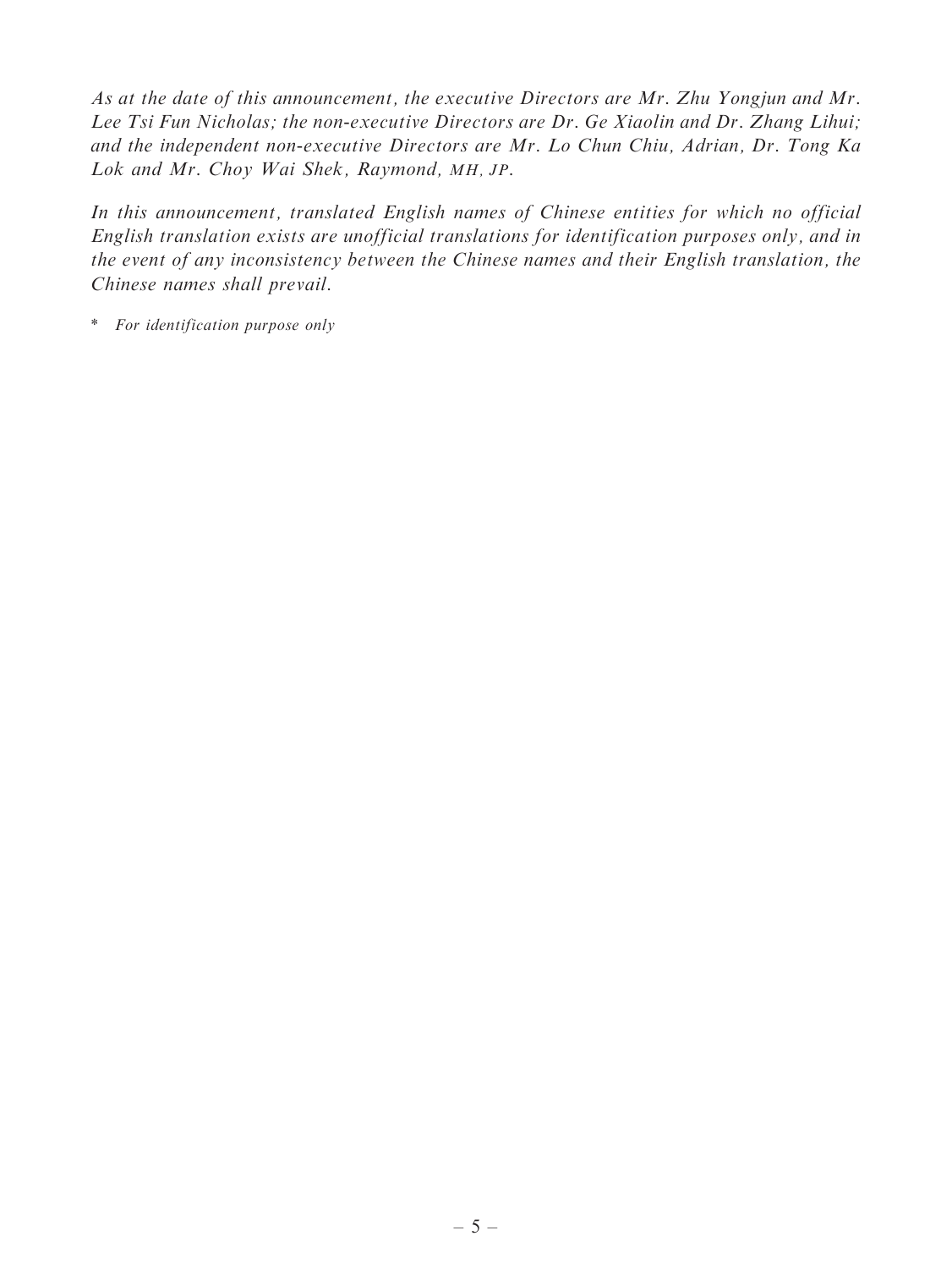*As at the date of this announcement, the executive Directors are Mr. Zhu Yongjun and Mr. Lee Tsi Fun Nicholas; the non-executive Directors are Dr. Ge Xiaolin and Dr. Zhang Lihui; and the independent non-executive Directors are Mr. Lo Chun Chiu, Adrian, Dr. Tong Ka Lok and Mr. Choy Wai Shek, Raymond, MH, JP.*

*In this announcement, translated English names of Chinese entities for which no official English translation exists are unofficial translations for identification purposes only, and in the event of any inconsistency between the Chinese names and their English translation, the Chinese names shall prevail.*

\* *For identification purpose only*